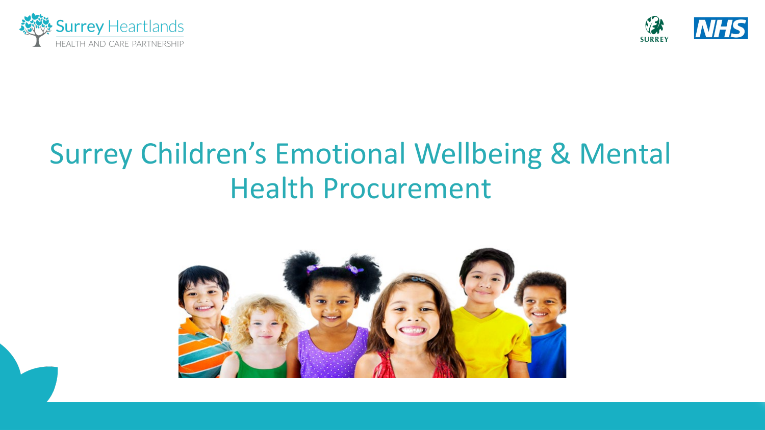Surrey Heartlands
HEALTH AND CARE PARTNERSHIP

SURREY

NHS

# Surrey Children's Emotional Wellbeing & Mental Health Procurement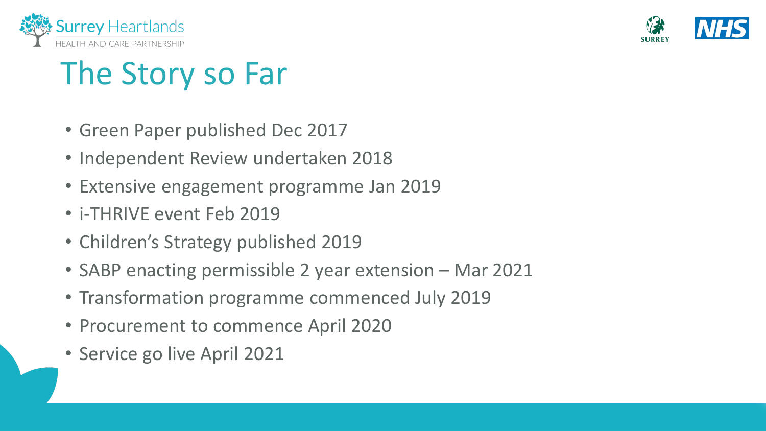# The Story so Far

- Green Paper published Dec 2017
- Independent Review undertaken 2018
- Extensive engagement programme Jan 2019
- i-THRIVE event Feb 2019
- Children's Strategy published 2019
- SABP enacting permissible 2 year extension – Mar 2021
- Transformation programme commenced July 2019
- Procurement to commence April 2020
- Service go live April 2021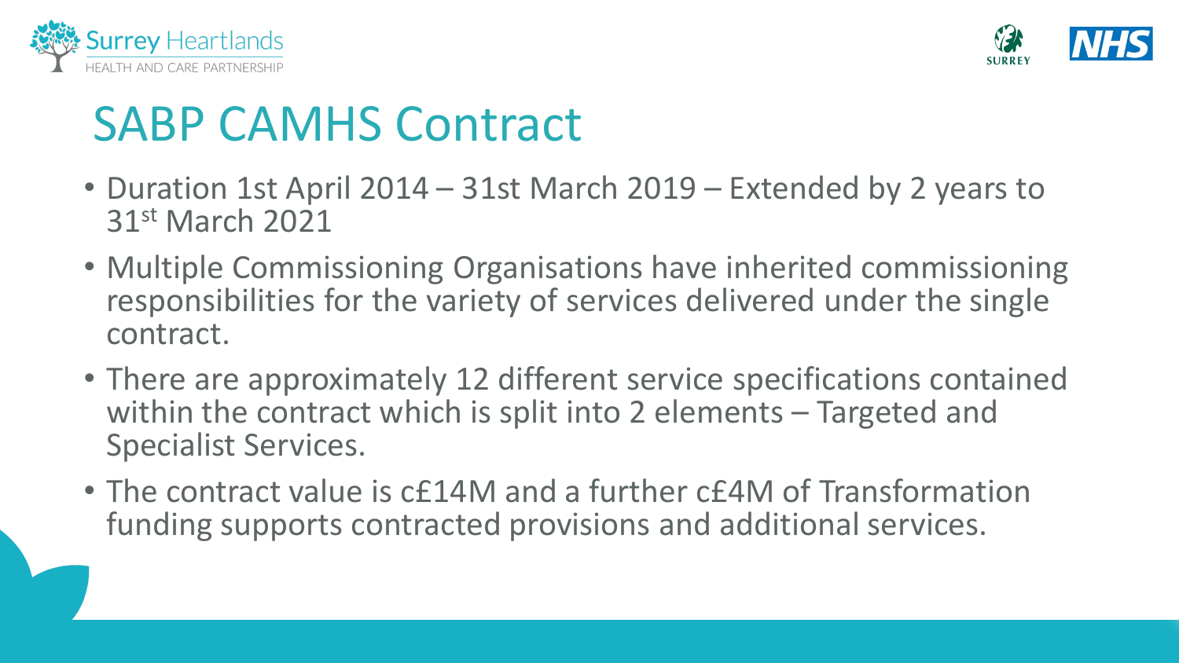# SABP CAMHS Contract

- Duration 1st April 2014 – 31st March 2019 – Extended by 2 years to 31st March 2021
- Multiple Commissioning Organisations have inherited commissioning responsibilities for the variety of services delivered under the single contract.
- There are approximately 12 different service specifications contained within the contract which is split into 2 elements – Targeted and Specialist Services.
- The contract value is c£14M and a further c£4M of Transformation funding supports contracted provisions and additional services.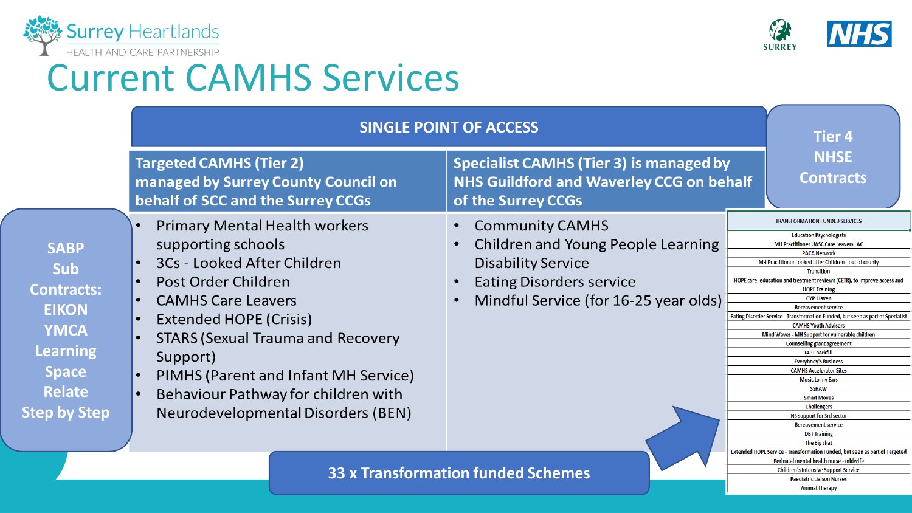# Current CAMHS Services

## SINGLE POINT OF ACCESS

**Targeted CAMHS (Tier 2) managed by Surrey County Council on behalf of SCC and the Surrey CCGs**

- Primary Mental Health workers supporting schools
- 3Cs - Looked After Children
- Post Order Children
- CAMHS Care Leavers
- Extended HOPE (Crisis)
- STARS (Sexual Trauma and Recovery Support)
- PIMHS (Parent and Infant MH Service)
- Behaviour Pathway for children with Neurodevelopmental Disorders (BEN)

**Specialist CAMHS (Tier 3) is managed by NHS Guildford and Waverley CCG on behalf of the Surrey CCGs**

- Community CAMHS
- Children and Young People Learning Disability Service
- Eating Disorders service
- Mindful Service (for 16-25 year olds)

**Tier 4 NHSE Contracts**

**SABP Sub Contracts:**
EIKON
YMCA
Learning Space
Relate
Step by Step

**33 x Transformation funded Schemes**

| TRANSFORMATION FUNDED SERVICES |
| --- |
| Education Psychologists |
| MH Practitioner UASC Care Leavers LAC |
| PACA Network |
| MH Practitioner Looked after Children - out of county |
| Transition |
| HOPE care, education and treatment reviews (CETR), to improve access and |
| HOPE Training |
| CYP Haven |
| Bereavement service |
| Eating Disorder Service - Transformation Funded, but seen as part of Specialist |
| CAMHS Youth Advisers |
| Mind Waves - MH Support for vulnerable children |
| Counselling grant agreement |
| IAPT backfill |
| Everybody's Business |
| CAMHS Accelerator Sites |
| Music to my Ears |
| SSHAW |
| Smart Moves |
| Challengers |
| N3 support for 3rd sector |
| Bereavement service |
| DBT Training |
| The Big chat |
| Extended HOPE Service - Transformation Funded, but seen as part of Targeted |
| Perinatal mental health nurse - midwife |
| Children's Intensive Support Service |
| Paediatric Liaison Nurses |
| Animal Therapy |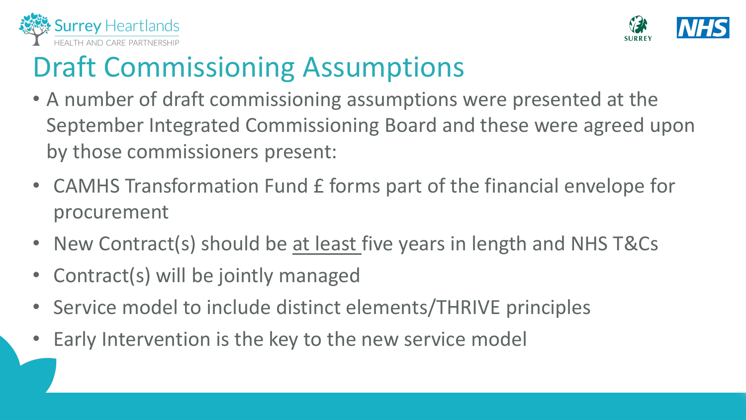# Draft Commissioning Assumptions

- A number of draft commissioning assumptions were presented at the September Integrated Commissioning Board and these were agreed upon by those commissioners present:
- CAMHS Transformation Fund £ forms part of the financial envelope for procurement
- New Contract(s) should be at least five years in length and NHS T&Cs
- Contract(s) will be jointly managed
- Service model to include distinct elements/THRIVE principles
- Early Intervention is the key to the new service model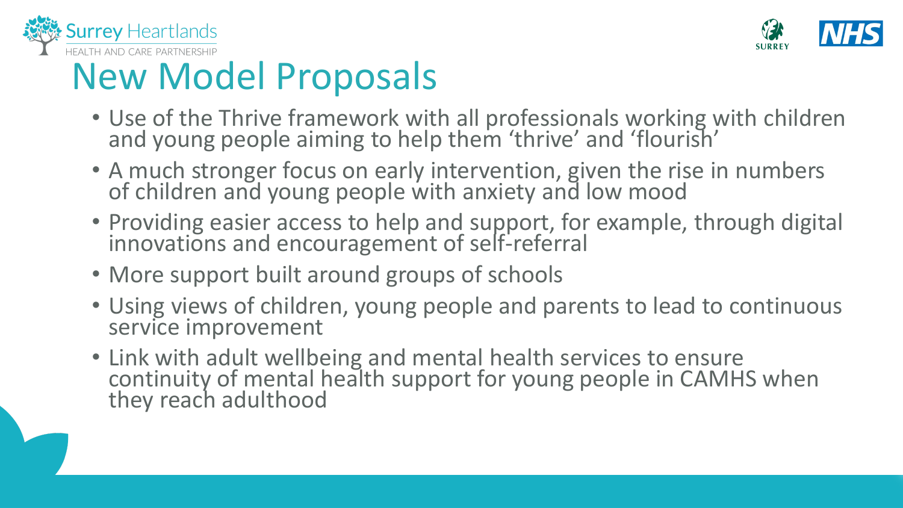# New Model Proposals

- Use of the Thrive framework with all professionals working with children and young people aiming to help them 'thrive' and 'flourish'
- A much stronger focus on early intervention, given the rise in numbers of children and young people with anxiety and low mood
- Providing easier access to help and support, for example, through digital innovations and encouragement of self-referral
- More support built around groups of schools
- Using views of children, young people and parents to lead to continuous service improvement
- Link with adult wellbeing and mental health services to ensure continuity of mental health support for young people in CAMHS when they reach adulthood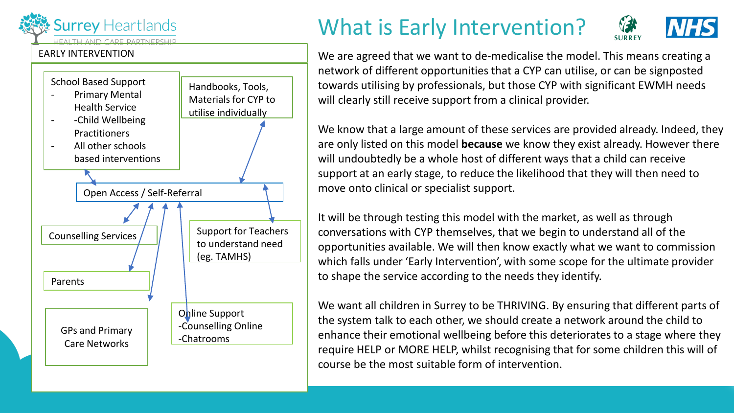# What is Early Intervention?

EARLY INTERVENTION

School Based Support
- Primary Mental Health Service
- -Child Wellbeing Practitioners
- All other schools based interventions

Handbooks, Tools, Materials for CYP to utilise individually

Open Access / Self-Referral

Counselling Services

Support for Teachers to understand need (eg. TAMHS)

Parents

GPs and Primary Care Networks

Online Support
-Counselling Online
-Chatrooms

We are agreed that we want to de-medicalise the model. This means creating a network of different opportunities that a CYP can utilise, or can be signposted towards utilising by professionals, but those CYP with significant EWMH needs will clearly still receive support from a clinical provider.

We know that a large amount of these services are provided already. Indeed, they are only listed on this model **because** we know they exist already. However there will undoubtedly be a whole host of different ways that a child can receive support at an early stage, to reduce the likelihood that they will then need to move onto clinical or specialist support.

It will be through testing this model with the market, as well as through conversations with CYP themselves, that we begin to understand all of the opportunities available. We will then know exactly what we want to commission which falls under 'Early Intervention', with some scope for the ultimate provider to shape the service according to the needs they identify.

We want all children in Surrey to be THRIVING. By ensuring that different parts of the system talk to each other, we should create a network around the child to enhance their emotional wellbeing before this deteriorates to a stage where they require HELP or MORE HELP, whilst recognising that for some children this will of course be the most suitable form of intervention.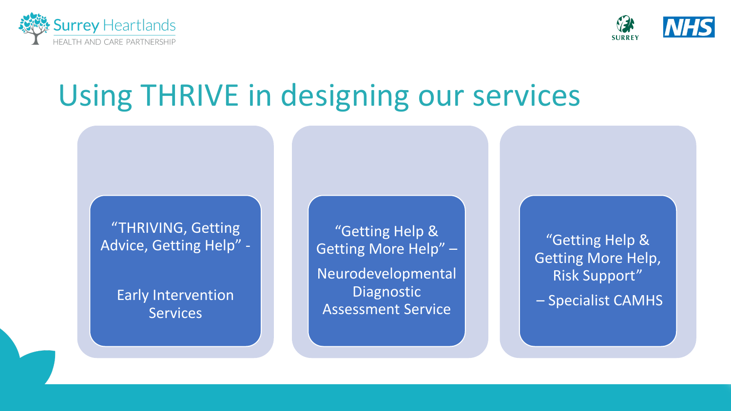# Using THRIVE in designing our services

“THRIVING, Getting Advice, Getting Help” -

Early Intervention Services

“Getting Help & Getting More Help” –

Neurodevelopmental Diagnostic Assessment Service

“Getting Help & Getting More Help, Risk Support”

– Specialist CAMHS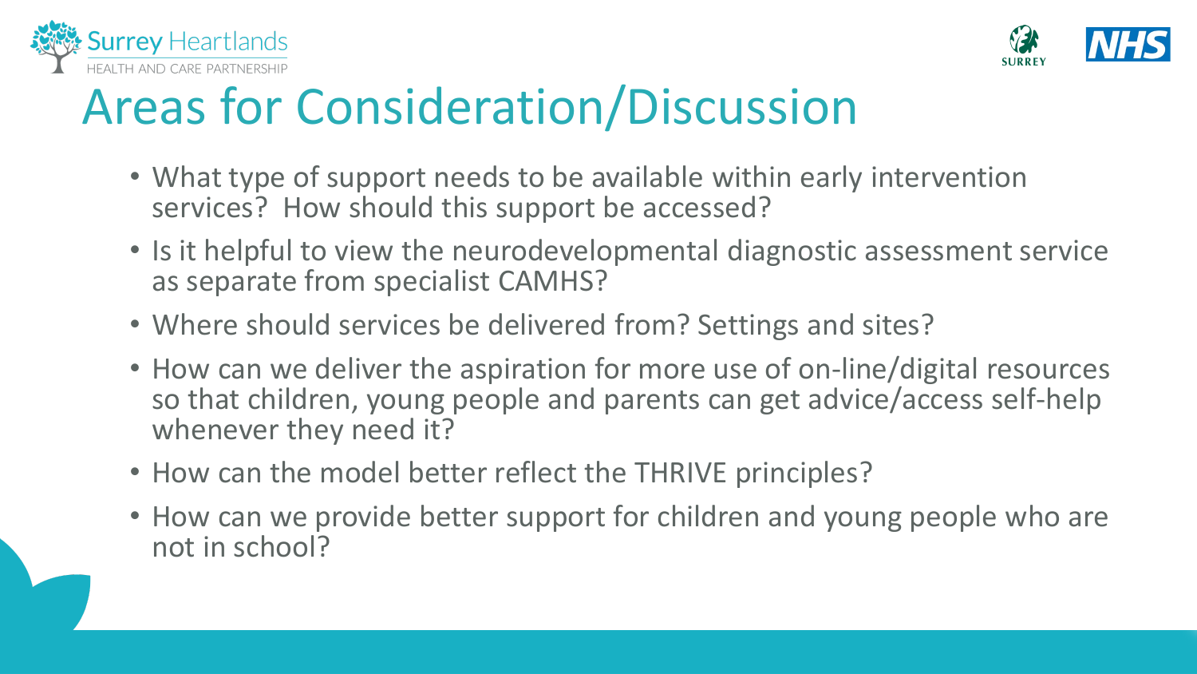# Areas for Consideration/Discussion

- What type of support needs to be available within early intervention services? How should this support be accessed?
- Is it helpful to view the neurodevelopmental diagnostic assessment service as separate from specialist CAMHS?
- Where should services be delivered from? Settings and sites?
- How can we deliver the aspiration for more use of on-line/digital resources so that children, young people and parents can get advice/access self-help whenever they need it?
- How can the model better reflect the THRIVE principles?
- How can we provide better support for children and young people who are not in school?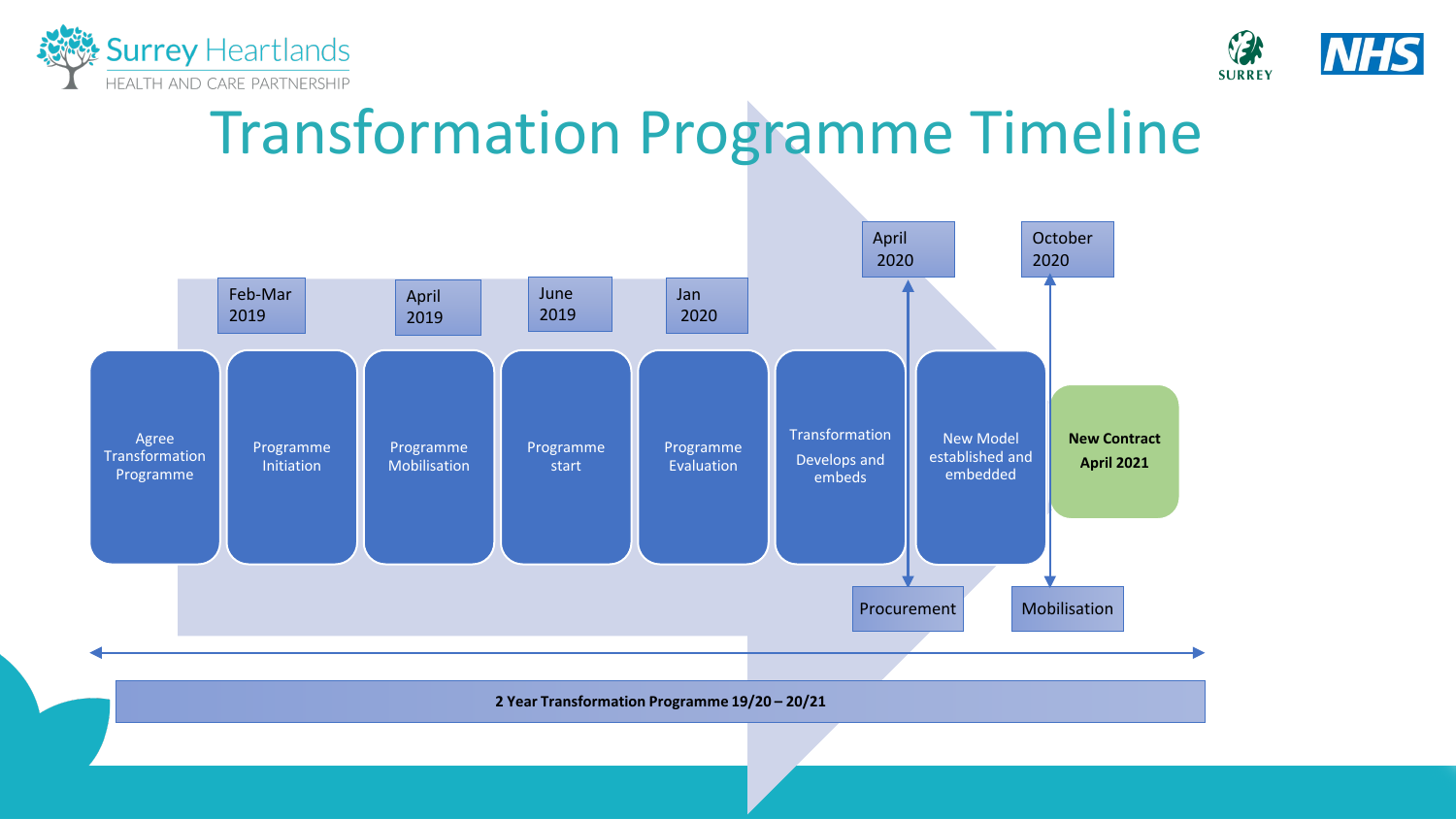# Transformation Programme Timeline

Feb-Mar 2019

April 2019

June 2019

Jan 2020

April 2020

October 2020

Agree Transformation Programme

Programme Initiation

Programme Mobilisation

Programme start

Programme Evaluation

Transformation Develops and embeds

New Model established and embedded

**New Contract April 2021**

Procurement

Mobilisation

**2 Year Transformation Programme 19/20 – 20/21**